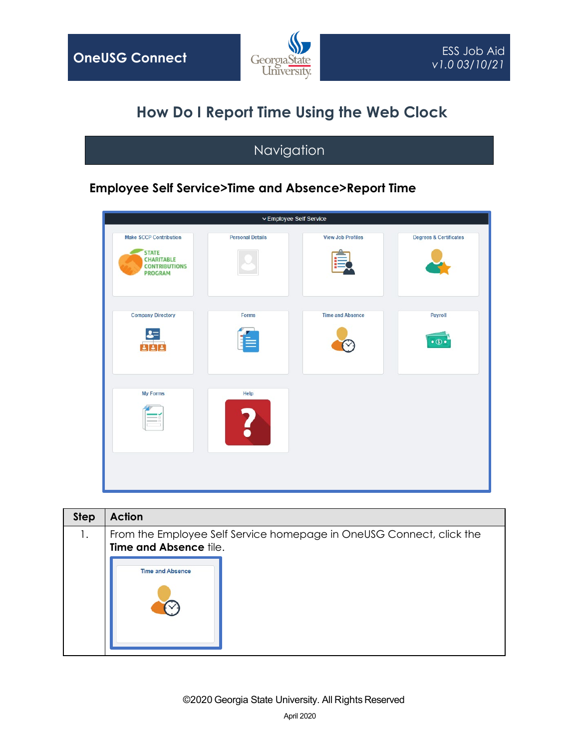OneUSG Connect

ESS Job Aid
v1.0 03/10/21

# How Do I Report Time Using the Web Clock

## Navigation

**Employee Self Service>Time and Absence>Report Time**

| Step | Action |
|---|---|
| 1. | From the Employee Self Service homepage in OneUSG Connect, click the **Time and Absence** tile. |

©2020 Georgia State University. All Rights Reserved

April 2020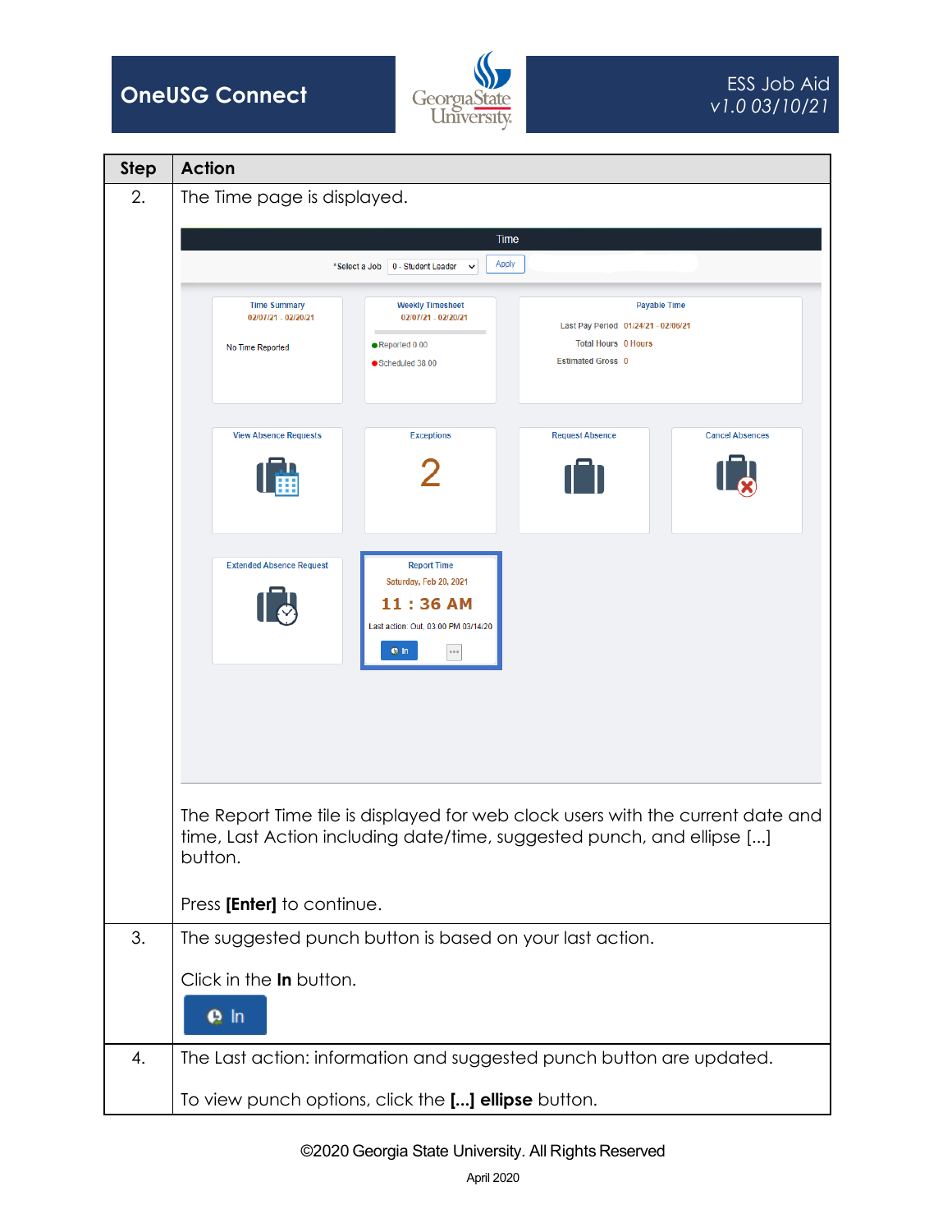| Step | Action |
|---|---|
| 2. | The Time page is displayed.<br><br>The Report Time tile is displayed for web clock users with the current date and time, Last Action including date/time, suggested punch, and ellipse [...] button.<br><br>Press **[Enter]** to continue. |
| 3. | The suggested punch button is based on your last action.<br><br>Click in the **In** button. |
| 4. | The Last action: information and suggested punch button are updated.<br><br>To view punch options, click the **[...] ellipse** button. |

©2020 Georgia State University. All Rights Reserved

April 2020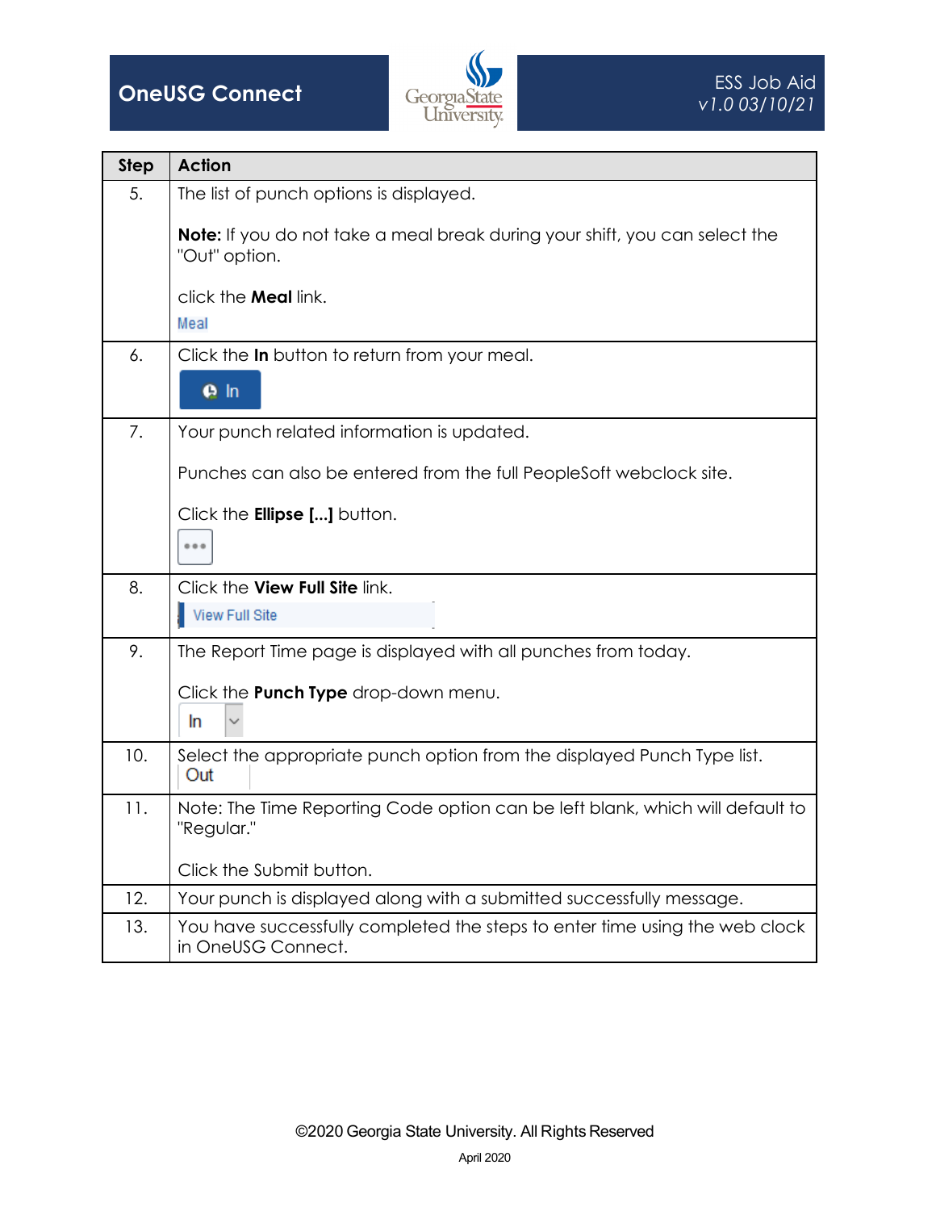| Step | Action |
| --- | --- |
| 5. | The list of punch options is displayed.<br><br>**Note:** If you do not take a meal break during your shift, you can select the "Out" option.<br><br>click the **Meal** link.<br>Meal |
| 6. | Click the **In** button to return from your meal.<br>In |
| 7. | Your punch related information is updated.<br><br>Punches can also be entered from the full PeopleSoft webclock site.<br><br>Click the **Ellipse [...]** button. |
| 8. | Click the **View Full Site** link.<br>View Full Site |
| 9. | The Report Time page is displayed with all punches from today.<br><br>Click the **Punch Type** drop-down menu.<br>In |
| 10. | Select the appropriate punch option from the displayed Punch Type list.<br>Out |
| 11. | Note: The Time Reporting Code option can be left blank, which will default to "Regular."<br><br>Click the Submit button. |
| 12. | Your punch is displayed along with a submitted successfully message. |
| 13. | You have successfully completed the steps to enter time using the web clock in OneUSG Connect. |

©2020 Georgia State University. All Rights Reserved

April 2020